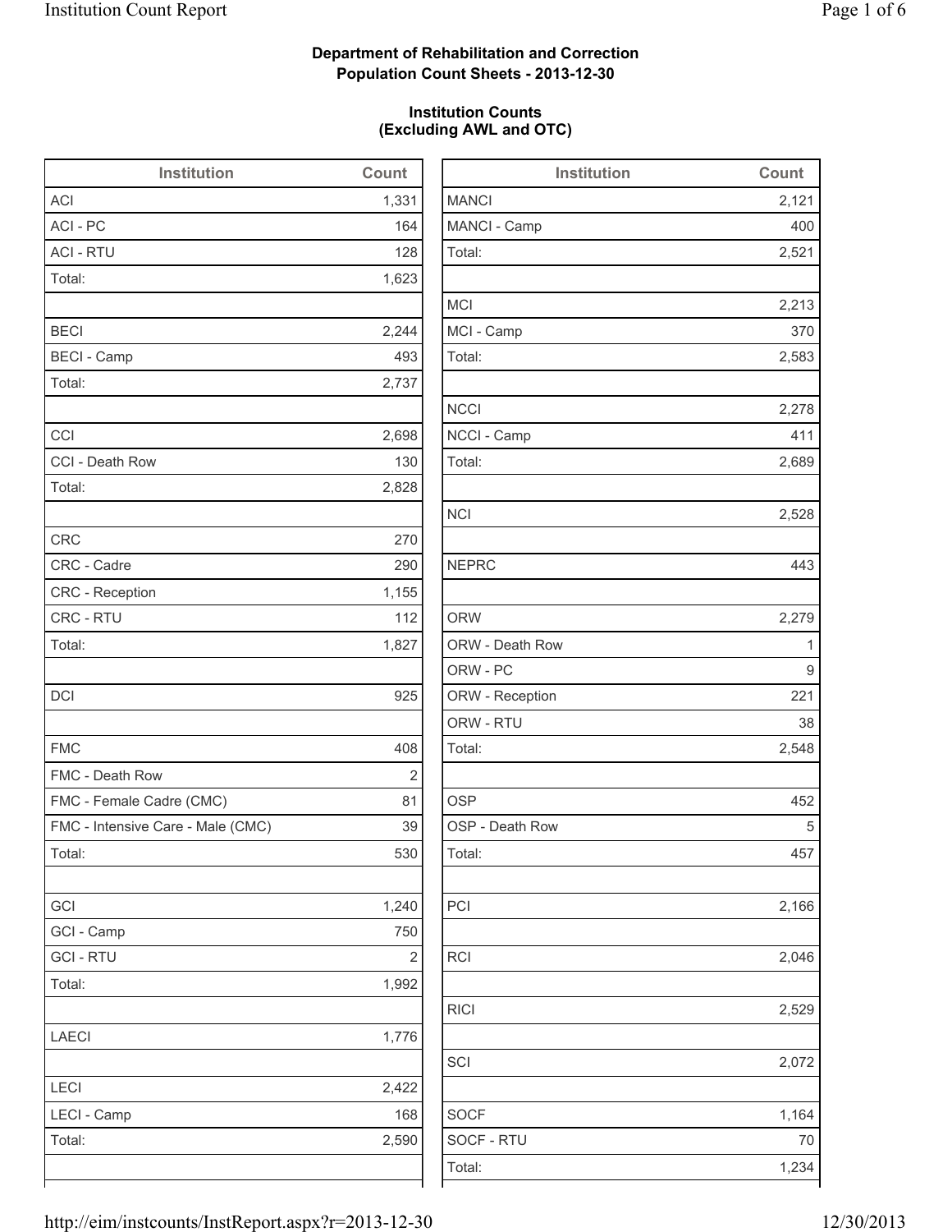**Department of Rehabilitation and Correction**
**Population Count Sheets - 2013-12-30**

**Institution Counts**
**(Excluding AWL and OTC)**

| Institution | Count |
|---|---|
| ACI | 1,331 |
| ACI - PC | 164 |
| ACI - RTU | 128 |
| Total: | 1,623 |
| | |
| BECI | 2,244 |
| BECI - Camp | 493 |
| Total: | 2,737 |
| | |
| CCI | 2,698 |
| CCI - Death Row | 130 |
| Total: | 2,828 |
| | |
| CRC | 270 |
| CRC - Cadre | 290 |
| CRC - Reception | 1,155 |
| CRC - RTU | 112 |
| Total: | 1,827 |
| | |
| DCI | 925 |
| | |
| FMC | 408 |
| FMC - Death Row | 2 |
| FMC - Female Cadre (CMC) | 81 |
| FMC - Intensive Care - Male (CMC) | 39 |
| Total: | 530 |
| | |
| GCI | 1,240 |
| GCI - Camp | 750 |
| GCI - RTU | 2 |
| Total: | 1,992 |
| | |
| LAECI | 1,776 |
| | |
| LECI | 2,422 |
| LECI - Camp | 168 |
| Total: | 2,590 |

| Institution | Count |
|---|---|
| MANCI | 2,121 |
| MANCI - Camp | 400 |
| Total: | 2,521 |
| | |
| MCI | 2,213 |
| MCI - Camp | 370 |
| Total: | 2,583 |
| | |
| NCCI | 2,278 |
| NCCI - Camp | 411 |
| Total: | 2,689 |
| | |
| NCI | 2,528 |
| | |
| NEPRC | 443 |
| | |
| ORW | 2,279 |
| ORW - Death Row | 1 |
| ORW - PC | 9 |
| ORW - Reception | 221 |
| ORW - RTU | 38 |
| Total: | 2,548 |
| | |
| OSP | 452 |
| OSP - Death Row | 5 |
| Total: | 457 |
| | |
| PCI | 2,166 |
| | |
| RCI | 2,046 |
| | |
| RICI | 2,529 |
| | |
| SCI | 2,072 |
| | |
| SOCF | 1,164 |
| SOCF - RTU | 70 |
| Total: | 1,234 |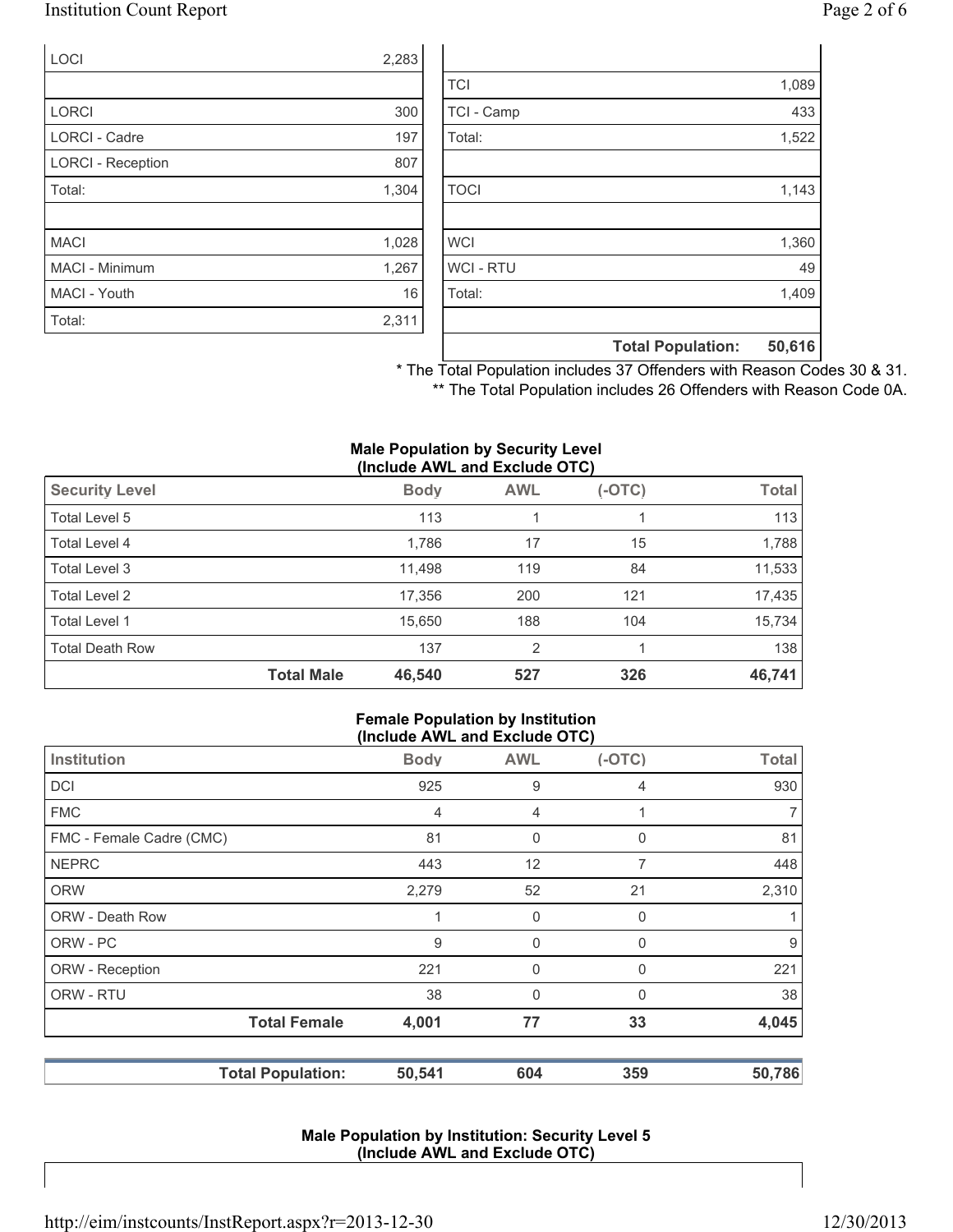| | |
|---|---|
| LOCI | 2,283 |
| | |
| LORCI | 300 |
| LORCI - Cadre | 197 |
| LORCI - Reception | 807 |
| Total: | 1,304 |
| | |
| MACI | 1,028 |
| MACI - Minimum | 1,267 |
| MACI - Youth | 16 |
| Total: | 2,311 |

| | |
|---|---|
| TCI | 1,089 |
| TCI - Camp | 433 |
| Total: | 1,522 |
| | |
| TOCI | 1,143 |
| | |
| WCI | 1,360 |
| WCI - RTU | 49 |
| Total: | 1,409 |
| | |
| **Total Population:** | **50,616** |

* The Total Population includes 37 Offenders with Reason Codes 30 & 31.
** The Total Population includes 26 Offenders with Reason Code 0A.

**Male Population by Security Level (Include AWL and Exclude OTC)**

| Security Level | Body | AWL | (-OTC) | Total |
|---|---|---|---|---|
| Total Level 5 | 113 | 1 | 1 | 113 |
| Total Level 4 | 1,786 | 17 | 15 | 1,788 |
| Total Level 3 | 11,498 | 119 | 84 | 11,533 |
| Total Level 2 | 17,356 | 200 | 121 | 17,435 |
| Total Level 1 | 15,650 | 188 | 104 | 15,734 |
| Total Death Row | 137 | 2 | 1 | 138 |
| **Total Male** | **46,540** | **527** | **326** | **46,741** |

**Female Population by Institution (Include AWL and Exclude OTC)**

| Institution | Body | AWL | (-OTC) | Total |
|---|---|---|---|---|
| DCI | 925 | 9 | 4 | 930 |
| FMC | 4 | 4 | 1 | 7 |
| FMC - Female Cadre (CMC) | 81 | 0 | 0 | 81 |
| NEPRC | 443 | 12 | 7 | 448 |
| ORW | 2,279 | 52 | 21 | 2,310 |
| ORW - Death Row | 1 | 0 | 0 | 1 |
| ORW - PC | 9 | 0 | 0 | 9 |
| ORW - Reception | 221 | 0 | 0 | 221 |
| ORW - RTU | 38 | 0 | 0 | 38 |
| **Total Female** | **4,001** | **77** | **33** | **4,045** |
| | | | | |
| **Total Population:** | **50,541** | **604** | **359** | **50,786** |

**Male Population by Institution: Security Level 5 (Include AWL and Exclude OTC)**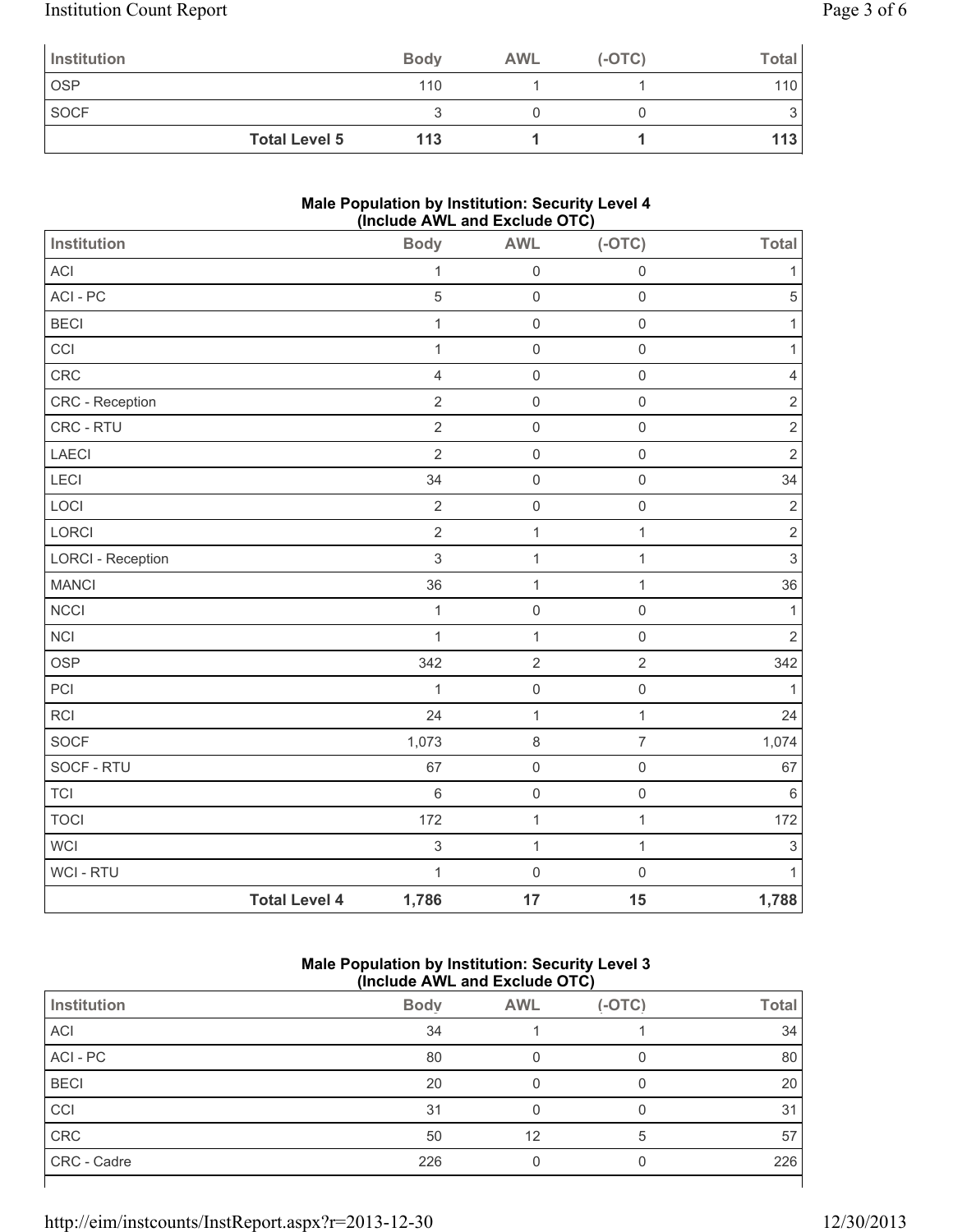| Institution | Body | AWL | (-OTC) | Total |
|---|---|---|---|---|
| OSP | 110 | 1 | 1 | 110 |
| SOCF | 3 | 0 | 0 | 3 |
| **Total Level 5** | **113** | **1** | **1** | **113** |

## Male Population by Institution: Security Level 4 (Include AWL and Exclude OTC)

| Institution | Body | AWL | (-OTC) | Total |
|---|---|---|---|---|
| ACI | 1 | 0 | 0 | 1 |
| ACI - PC | 5 | 0 | 0 | 5 |
| BECI | 1 | 0 | 0 | 1 |
| CCI | 1 | 0 | 0 | 1 |
| CRC | 4 | 0 | 0 | 4 |
| CRC - Reception | 2 | 0 | 0 | 2 |
| CRC - RTU | 2 | 0 | 0 | 2 |
| LAECI | 2 | 0 | 0 | 2 |
| LECI | 34 | 0 | 0 | 34 |
| LOCI | 2 | 0 | 0 | 2 |
| LORCI | 2 | 1 | 1 | 2 |
| LORCI - Reception | 3 | 1 | 1 | 3 |
| MANCI | 36 | 1 | 1 | 36 |
| NCCI | 1 | 0 | 0 | 1 |
| NCI | 1 | 1 | 0 | 2 |
| OSP | 342 | 2 | 2 | 342 |
| PCI | 1 | 0 | 0 | 1 |
| RCI | 24 | 1 | 1 | 24 |
| SOCF | 1,073 | 8 | 7 | 1,074 |
| SOCF - RTU | 67 | 0 | 0 | 67 |
| TCI | 6 | 0 | 0 | 6 |
| TOCI | 172 | 1 | 1 | 172 |
| WCI | 3 | 1 | 1 | 3 |
| WCI - RTU | 1 | 0 | 0 | 1 |
| **Total Level 4** | **1,786** | **17** | **15** | **1,788** |

## Male Population by Institution: Security Level 3 (Include AWL and Exclude OTC)

| Institution | Body | AWL | (-OTC) | Total |
|---|---|---|---|---|
| ACI | 34 | 1 | 1 | 34 |
| ACI - PC | 80 | 0 | 0 | 80 |
| BECI | 20 | 0 | 0 | 20 |
| CCI | 31 | 0 | 0 | 31 |
| CRC | 50 | 12 | 5 | 57 |
| CRC - Cadre | 226 | 0 | 0 | 226 |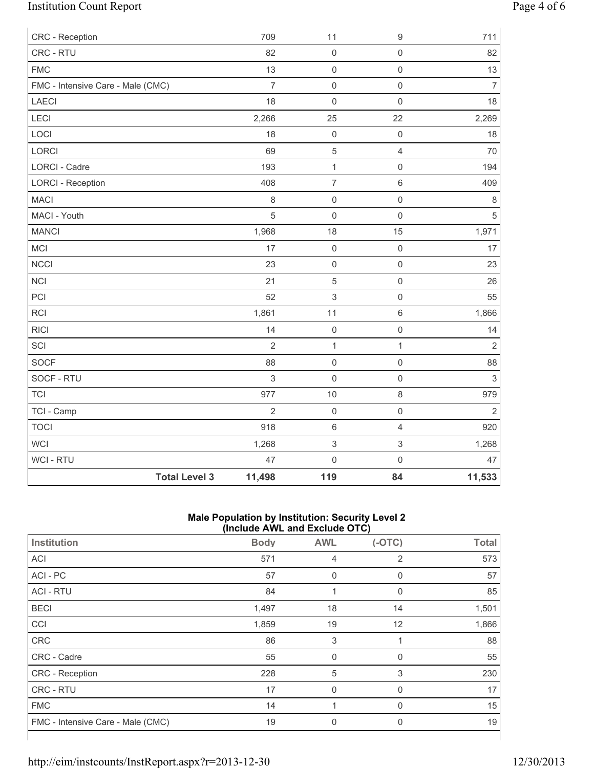| | | | | |
|---|---|---|---|---|
| CRC - Reception | 709 | 11 | 9 | 711 |
| CRC - RTU | 82 | 0 | 0 | 82 |
| FMC | 13 | 0 | 0 | 13 |
| FMC - Intensive Care - Male (CMC) | 7 | 0 | 0 | 7 |
| LAECI | 18 | 0 | 0 | 18 |
| LECI | 2,266 | 25 | 22 | 2,269 |
| LOCI | 18 | 0 | 0 | 18 |
| LORCI | 69 | 5 | 4 | 70 |
| LORCI - Cadre | 193 | 1 | 0 | 194 |
| LORCI - Reception | 408 | 7 | 6 | 409 |
| MACI | 8 | 0 | 0 | 8 |
| MACI - Youth | 5 | 0 | 0 | 5 |
| MANCI | 1,968 | 18 | 15 | 1,971 |
| MCI | 17 | 0 | 0 | 17 |
| NCCI | 23 | 0 | 0 | 23 |
| NCI | 21 | 5 | 0 | 26 |
| PCI | 52 | 3 | 0 | 55 |
| RCI | 1,861 | 11 | 6 | 1,866 |
| RICI | 14 | 0 | 0 | 14 |
| SCI | 2 | 1 | 1 | 2 |
| SOCF | 88 | 0 | 0 | 88 |
| SOCF - RTU | 3 | 0 | 0 | 3 |
| TCI | 977 | 10 | 8 | 979 |
| TCI - Camp | 2 | 0 | 0 | 2 |
| TOCI | 918 | 6 | 4 | 920 |
| WCI | 1,268 | 3 | 3 | 1,268 |
| WCI - RTU | 47 | 0 | 0 | 47 |
| **Total Level 3** | **11,498** | **119** | **84** | **11,533** |

**Male Population by Institution: Security Level 2**
**(Include AWL and Exclude OTC)**

| Institution | Body | AWL | (-OTC) | Total |
|---|---|---|---|---|
| ACI | 571 | 4 | 2 | 573 |
| ACI - PC | 57 | 0 | 0 | 57 |
| ACI - RTU | 84 | 1 | 0 | 85 |
| BECI | 1,497 | 18 | 14 | 1,501 |
| CCI | 1,859 | 19 | 12 | 1,866 |
| CRC | 86 | 3 | 1 | 88 |
| CRC - Cadre | 55 | 0 | 0 | 55 |
| CRC - Reception | 228 | 5 | 3 | 230 |
| CRC - RTU | 17 | 0 | 0 | 17 |
| FMC | 14 | 1 | 0 | 15 |
| FMC - Intensive Care - Male (CMC) | 19 | 0 | 0 | 19 |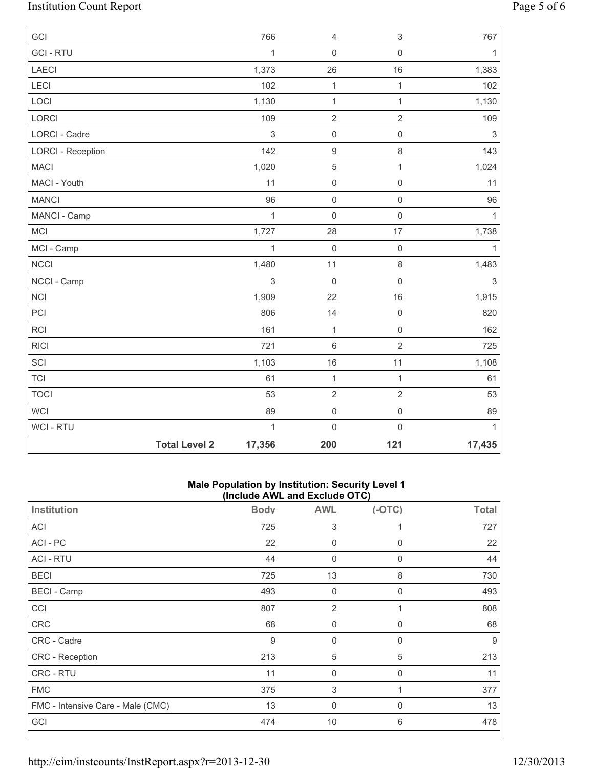| | Body | AWL | (-OTC) | Total |
|---|---|---|---|---|
| GCI | 766 | 4 | 3 | 767 |
| GCI - RTU | 1 | 0 | 0 | 1 |
| LAECI | 1,373 | 26 | 16 | 1,383 |
| LECI | 102 | 1 | 1 | 102 |
| LOCI | 1,130 | 1 | 1 | 1,130 |
| LORCI | 109 | 2 | 2 | 109 |
| LORCI - Cadre | 3 | 0 | 0 | 3 |
| LORCI - Reception | 142 | 9 | 8 | 143 |
| MACI | 1,020 | 5 | 1 | 1,024 |
| MACI - Youth | 11 | 0 | 0 | 11 |
| MANCI | 96 | 0 | 0 | 96 |
| MANCI - Camp | 1 | 0 | 0 | 1 |
| MCI | 1,727 | 28 | 17 | 1,738 |
| MCI - Camp | 1 | 0 | 0 | 1 |
| NCCI | 1,480 | 11 | 8 | 1,483 |
| NCCI - Camp | 3 | 0 | 0 | 3 |
| NCI | 1,909 | 22 | 16 | 1,915 |
| PCI | 806 | 14 | 0 | 820 |
| RCI | 161 | 1 | 0 | 162 |
| RICI | 721 | 6 | 2 | 725 |
| SCI | 1,103 | 16 | 11 | 1,108 |
| TCI | 61 | 1 | 1 | 61 |
| TOCI | 53 | 2 | 2 | 53 |
| WCI | 89 | 0 | 0 | 89 |
| WCI - RTU | 1 | 0 | 0 | 1 |
| **Total Level 2** | **17,356** | **200** | **121** | **17,435** |

### Male Population by Institution: Security Level 1 (Include AWL and Exclude OTC)

| Institution | Body | AWL | (-OTC) | Total |
|---|---|---|---|---|
| ACI | 725 | 3 | 1 | 727 |
| ACI - PC | 22 | 0 | 0 | 22 |
| ACI - RTU | 44 | 0 | 0 | 44 |
| BECI | 725 | 13 | 8 | 730 |
| BECI - Camp | 493 | 0 | 0 | 493 |
| CCI | 807 | 2 | 1 | 808 |
| CRC | 68 | 0 | 0 | 68 |
| CRC - Cadre | 9 | 0 | 0 | 9 |
| CRC - Reception | 213 | 5 | 5 | 213 |
| CRC - RTU | 11 | 0 | 0 | 11 |
| FMC | 375 | 3 | 1 | 377 |
| FMC - Intensive Care - Male (CMC) | 13 | 0 | 0 | 13 |
| GCI | 474 | 10 | 6 | 478 |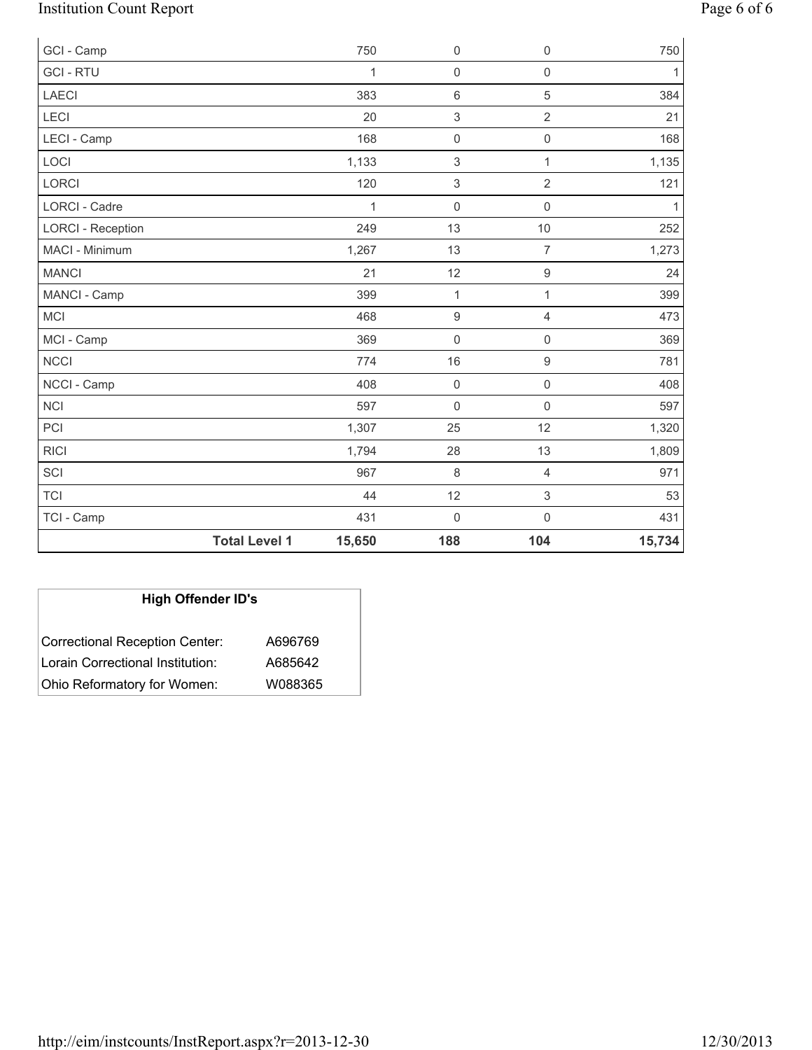| | | | | |
|---|---|---|---|---|
| GCI - Camp | 750 | 0 | 0 | 750 |
| GCI - RTU | 1 | 0 | 0 | 1 |
| LAECI | 383 | 6 | 5 | 384 |
| LECI | 20 | 3 | 2 | 21 |
| LECI - Camp | 168 | 0 | 0 | 168 |
| LOCI | 1,133 | 3 | 1 | 1,135 |
| LORCI | 120 | 3 | 2 | 121 |
| LORCI - Cadre | 1 | 0 | 0 | 1 |
| LORCI - Reception | 249 | 13 | 10 | 252 |
| MACI - Minimum | 1,267 | 13 | 7 | 1,273 |
| MANCI | 21 | 12 | 9 | 24 |
| MANCI - Camp | 399 | 1 | 1 | 399 |
| MCI | 468 | 9 | 4 | 473 |
| MCI - Camp | 369 | 0 | 0 | 369 |
| NCCI | 774 | 16 | 9 | 781 |
| NCCI - Camp | 408 | 0 | 0 | 408 |
| NCI | 597 | 0 | 0 | 597 |
| PCI | 1,307 | 25 | 12 | 1,320 |
| RICI | 1,794 | 28 | 13 | 1,809 |
| SCI | 967 | 8 | 4 | 971 |
| TCI | 44 | 12 | 3 | 53 |
| TCI - Camp | 431 | 0 | 0 | 431 |
| **Total Level 1** | **15,650** | **188** | **104** | **15,734** |

| **High Offender ID's** | |
|---|---|
| Correctional Reception Center: | A696769 |
| Lorain Correctional Institution: | A685642 |
| Ohio Reformatory for Women: | W088365 |